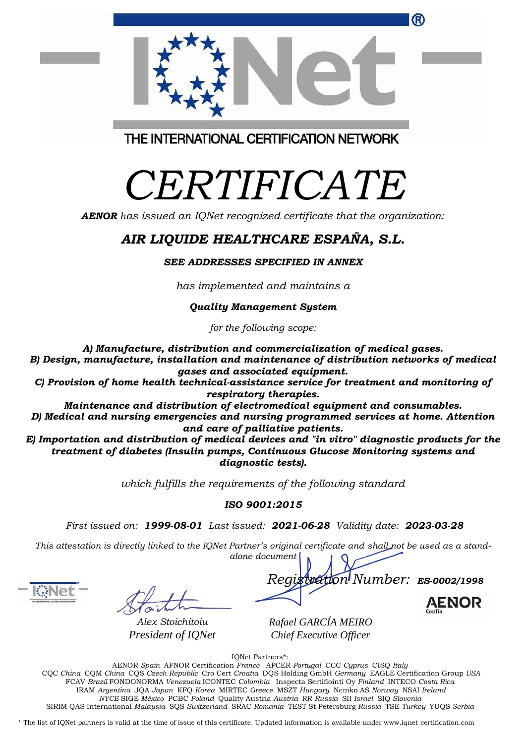THE INTERNATIONAL CERTIFICATION NETWORK

# *CERTIFICATE*

***AENOR*** *has issued an IQNet recognized certificate that the organization:*

## ***AIR LIQUIDE HEALTHCARE ESPAÑA, S.L.***

***SEE ADDRESSES SPECIFIED IN ANNEX***

*has implemented and maintains a*

***Quality Management System***

*for the following scope:*

***A) Manufacture, distribution and commercialization of medical gases.***
***B) Design, manufacture, installation and maintenance of distribution networks of medical gases and associated equipment.***
***C) Provision of home health technical-assistance service for treatment and monitoring of respiratory therapies.***
***Maintenance and distribution of electromedical equipment and consumables.***
***D) Medical and nursing emergencies and nursing programmed services at home. Attention and care of palliative patients.***
***E) Importation and distribution of medical devices and "in vitro" diagnostic products for the treatment of diabetes (Insulin pumps, Continuous Glucose Monitoring systems and diagnostic tests).***

*which fulfills the requirements of the following standard*

***ISO 9001:2015***

*First issued on:* ***1999-08-01*** *Last issued:* ***2021-06-28*** *Validity date:* ***2023-03-28***

*This attestation is directly linked to the IQNet Partner's original certificate and shall not be used as a stand-alone document*

*Registration Number:* ***ES-0002/1998***

*Alex Stoichitoiu*
*President of IQNet*

*Rafael GARCÍA MEIRO*
*Chief Executive Officer*

AENOR Confía

IQNet Partners*:

AENOR *Spain* AFNOR Certification *France* APCER *Portugal* CCC *Cyprus* CISQ *Italy*
CQC *China* CQM *China* CQS *Czech Republic* Cro Cert *Croatia* DQS Holding GmbH *Germany* EAGLE Certification Group *USA*
FCAV *Brazil* FONDONORMA *Venezuela* ICONTEC *Colombia* Inspecta Sertifiointi Oy *Finland* INTECO *Costa Rica*
IRAM *Argentina* JQA *Japan* KFQ *Korea* MIRTEC *Greece* MSZT *Hungary* Nemko AS *Norway* NSAI *Ireland*
*NYCE*-SIGE *México* PCBC *Poland* Quality Austria *Austria* RR *Russia* SII *Israel* SIQ *Slovenia*
SIRIM QAS International *Malaysia* SQS *Switzerland* SRAC *Romania* TEST St Petersburg *Russia* TSE *Turkey* YUQS *Serbia*

\* The list of IQNet partners is valid at the time of issue of this certificate. Updated information is available under www.iqnet-certification.com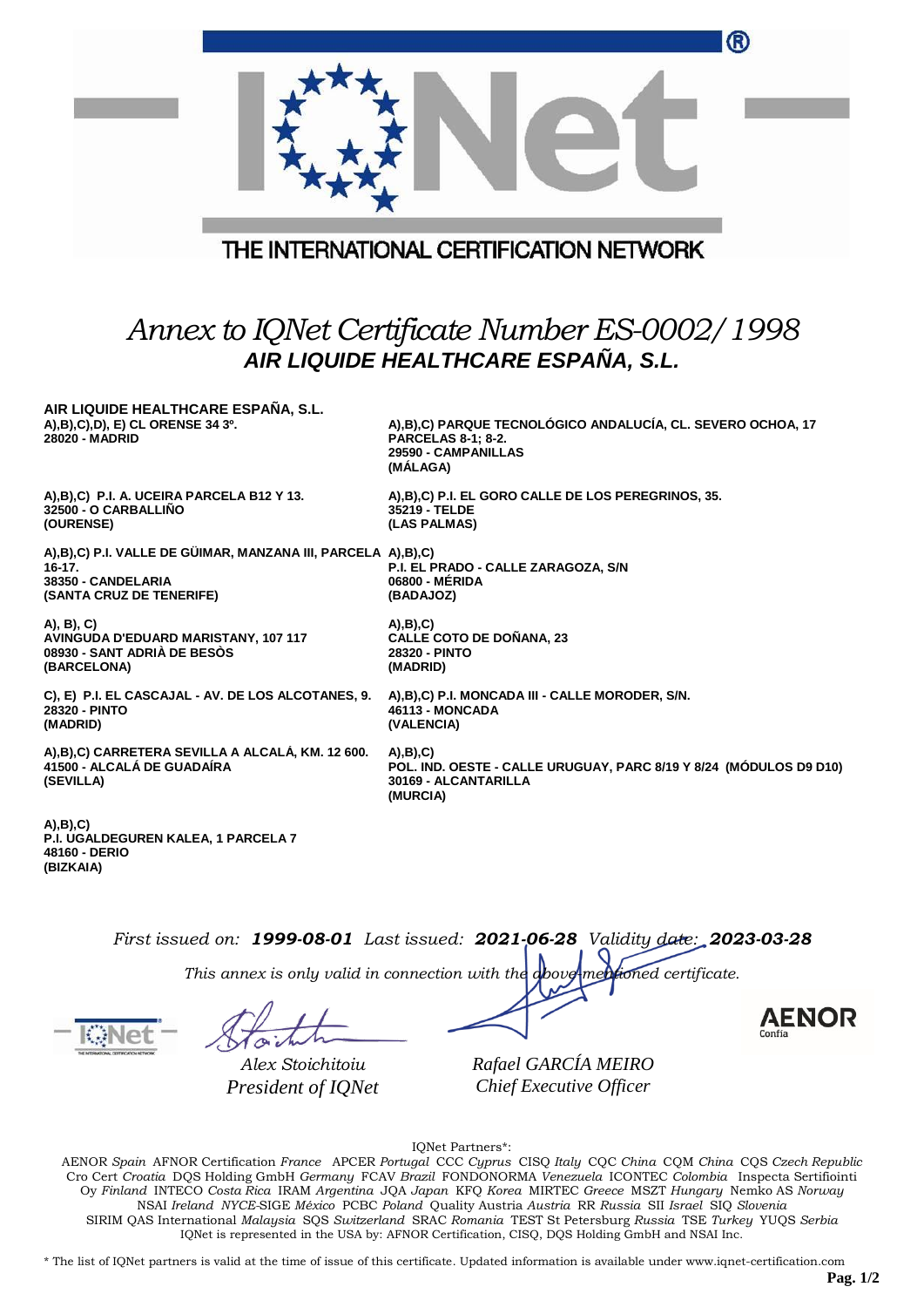THE INTERNATIONAL CERTIFICATION NETWORK

# *Annex to IQNet Certificate Number ES-0002/1998*

## ***AIR LIQUIDE HEALTHCARE ESPAÑA, S.L.***

**AIR LIQUIDE HEALTHCARE ESPAÑA, S.L.**
**A),B),C),D), E) CL ORENSE 34 3º.**
**28020 - MADRID**

**A),B),C) PARQUE TECNOLÓGICO ANDALUCÍA, CL. SEVERO OCHOA, 17**
**PARCELAS 8-1; 8-2.**
**29590 - CAMPANILLAS**
**(MÁLAGA)**

**A),B),C) P.I. A. UCEIRA PARCELA B12 Y 13.**
**32500 - O CARBALLIÑO**
**(OURENSE)**

**A),B),C) P.I. EL GORO CALLE DE LOS PEREGRINOS, 35.**
**35219 - TELDE**
**(LAS PALMAS)**

**A),B),C) P.I. VALLE DE GÜIMAR, MANZANA III, PARCELA 16-17.**
**38350 - CANDELARIA**
**(SANTA CRUZ DE TENERIFE)**

**A),B),C)**
**P.I. EL PRADO - CALLE ZARAGOZA, S/N**
**06800 - MÉRIDA**
**(BADAJOZ)**

**A), B), C)**
**AVINGUDA D'EDUARD MARISTANY, 107 117**
**08930 - SANT ADRIÀ DE BESÒS**
**(BARCELONA)**

**A),B),C)**
**CALLE COTO DE DOÑANA, 23**
**28320 - PINTO**
**(MADRID)**

**C), E) P.I. EL CASCAJAL - AV. DE LOS ALCOTANES, 9.**
**28320 - PINTO**
**(MADRID)**

**A),B),C) P.I. MONCADA III - CALLE MORODER, S/N.**
**46113 - MONCADA**
**(VALENCIA)**

**A),B),C) CARRETERA SEVILLA A ALCALÁ, KM. 12 600.**
**41500 - ALCALÁ DE GUADAÍRA**
**(SEVILLA)**

**A),B),C)**
**POL. IND. OESTE - CALLE URUGUAY, PARC 8/19 Y 8/24 (MÓDULOS D9 D10)**
**30169 - ALCANTARILLA**
**(MURCIA)**

**A),B),C)**
**P.I. UGALDEGUREN KALEA, 1 PARCELA 7**
**48160 - DERIO**
**(BIZKAIA)**

*First issued on:* ***1999-08-01*** *Last issued:* ***2021-06-28*** *Validity date:* ***2023-03-28***

*This annex is only valid in connection with the above-mentioned certificate.*

*Alex Stoichitoiu*
*President of IQNet*

*Rafael GARCÍA MEIRO*
*Chief Executive Officer*

AENOR Confía

IQNet Partners*:

AENOR *Spain* AFNOR Certification *France* APCER *Portugal* CCC *Cyprus* CISQ *Italy* CQC *China* CQM *China* CQS *Czech Republic* Cro Cert *Croatia* DQS Holding GmbH *Germany* FCAV *Brazil* FONDONORMA *Venezuela* ICONTEC *Colombia* Inspecta Sertifiointi Oy *Finland* INTECO *Costa Rica* IRAM *Argentina* JQA *Japan* KFQ *Korea* MIRTEC *Greece* MSZT *Hungary* Nemko AS *Norway* NSAI *Ireland* *NYCE*-SIGE *México* PCBC *Poland* Quality Austria *Austria* RR *Russia* SII *Israel* SIQ *Slovenia* SIRIM QAS International *Malaysia* SQS *Switzerland* SRAC *Romania* TEST St Petersburg *Russia* TSE *Turkey* YUQS *Serbia*
IQNet is represented in the USA by: AFNOR Certification, CISQ, DQS Holding GmbH and NSAI Inc.

\* The list of IQNet partners is valid at the time of issue of this certificate. Updated information is available under www.iqnet-certification.com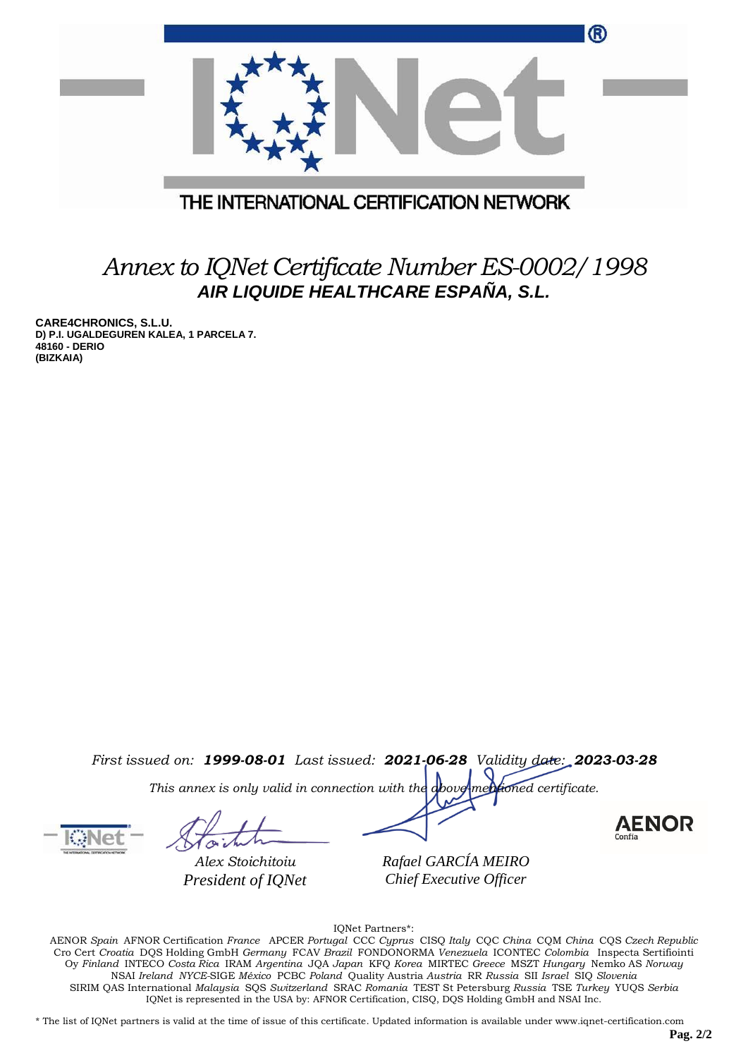THE INTERNATIONAL CERTIFICATION NETWORK

# *Annex to IQNet Certificate Number ES-0002/1998*

## *AIR LIQUIDE HEALTHCARE ESPAÑA, S.L.*

**CARE4CHRONICS, S.L.U.**
**D) P.I. UGALDEGUREN KALEA, 1 PARCELA 7.**
**48160 - DERIO**
**(BIZKAIA)**

*First issued on:* ***1999-08-01*** *Last issued:* ***2021-06-28*** *Validity date:* ***2023-03-28***

*This annex is only valid in connection with the above-mentioned certificate.*

*Alex Stoichitoiu*
*President of IQNet*

*Rafael GARCÍA MEIRO*
*Chief Executive Officer*

AENOR Confía

IQNet Partners*:

AENOR *Spain* AFNOR Certification *France* APCER *Portugal* CCC *Cyprus* CISQ *Italy* CQC *China* CQM *China* CQS *Czech Republic* Cro Cert *Croatia* DQS Holding GmbH *Germany* FCAV *Brazil* FONDONORMA *Venezuela* ICONTEC *Colombia* Inspecta Sertifiointi Oy *Finland* INTECO *Costa Rica* IRAM *Argentina* JQA *Japan* KFQ *Korea* MIRTEC *Greece* MSZT *Hungary* Nemko AS *Norway* NSAI *Ireland* *NYCE*-SIGE *México* PCBC *Poland* Quality Austria *Austria* RR *Russia* SII *Israel* SIQ *Slovenia* SIRIM QAS International *Malaysia* SQS *Switzerland* SRAC *Romania* TEST St Petersburg *Russia* TSE *Turkey* YUQS *Serbia*
IQNet is represented in the USA by: AFNOR Certification, CISQ, DQS Holding GmbH and NSAI Inc.

* The list of IQNet partners is valid at the time of issue of this certificate. Updated information is available under www.iqnet-certification.com